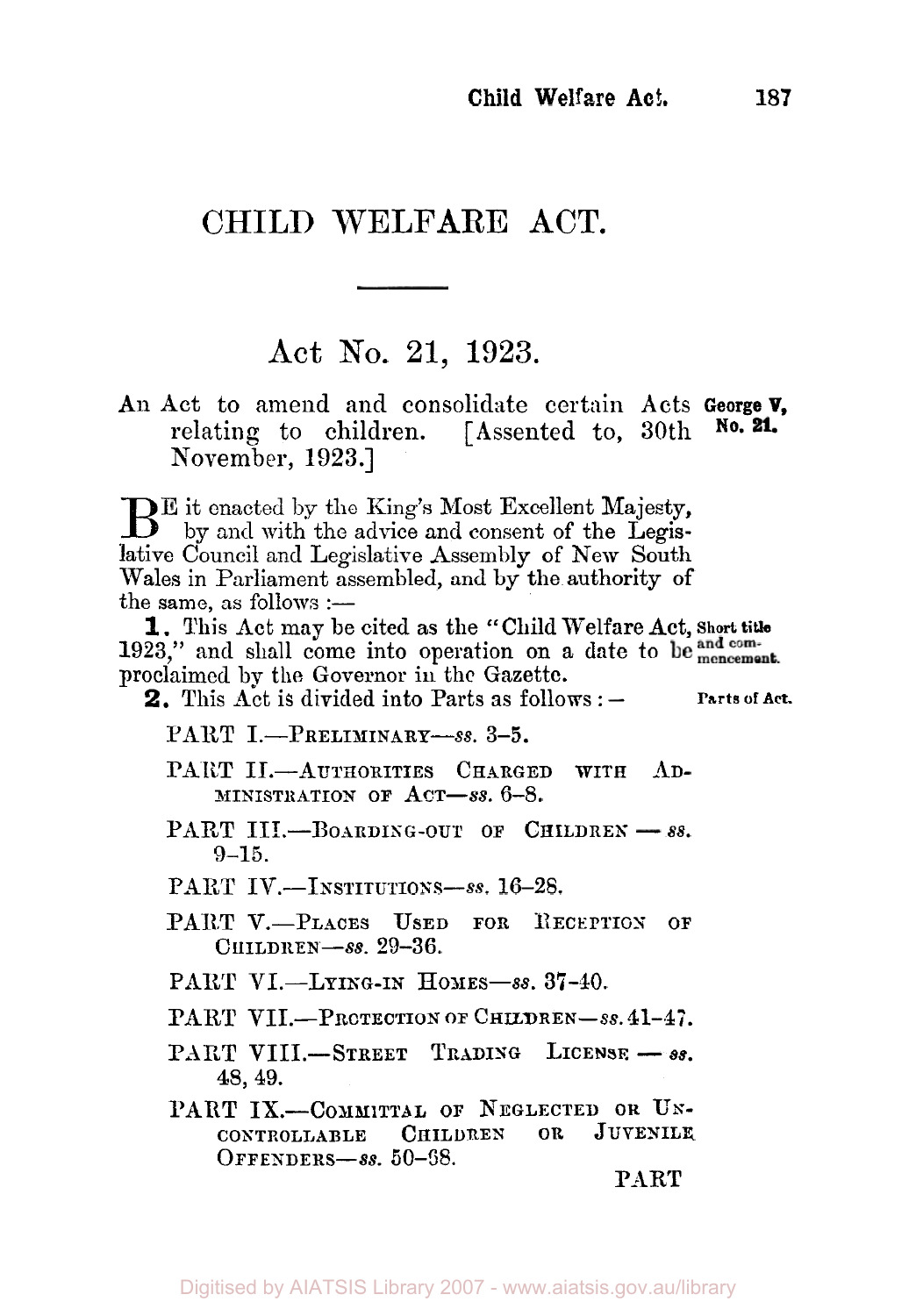# CHILD WELFARE ACT.

## Act No. 21, 1923.

An Act to amend and consolidate certain Acts relating to children. [Assented to, 30th November, 1923.]

George V, No. 21.

BE it enacted by the King's Most Excellent Majesty, by and with the advice and consent of the Legislative Council and Legislative Assembly of New South Wales in Parliament assembled, and by the authority of the same, as follows:—

**1.** This Act may be cited as the "Child Welfare Act, 1923," and shall come into operation on a date to be proclaimed by the Governor in the Gazette.

*Short title and commencement.*

**2.** This Act is divided into Parts as follows:—

*Parts of Act.*

PART I.—PRELIMINARY—*ss.* 3–5.

PART II.—AUTHORITIES CHARGED WITH ADMINISTRATION OF ACT—*ss.* 6–8.

PART III.—BOARDING-OUT OF CHILDREN—*ss.* 9–15.

PART IV.—INSTITUTIONS—*ss.* 16–28.

PART V.—PLACES USED FOR RECEPTION OF CHILDREN—*ss.* 29–36.

PART VI.—LYING-IN HOMES—*ss.* 37–40.

PART VII.—PROTECTION OF CHILDREN—*ss.* 41–47.

PART VIII.—STREET TRADING LICENSE—*ss.* 48, 49.

PART IX.—COMMITTAL OF NEGLECTED OR UNCONTROLLABLE CHILDREN OR JUVENILE OFFENDERS—*ss.* 50–68.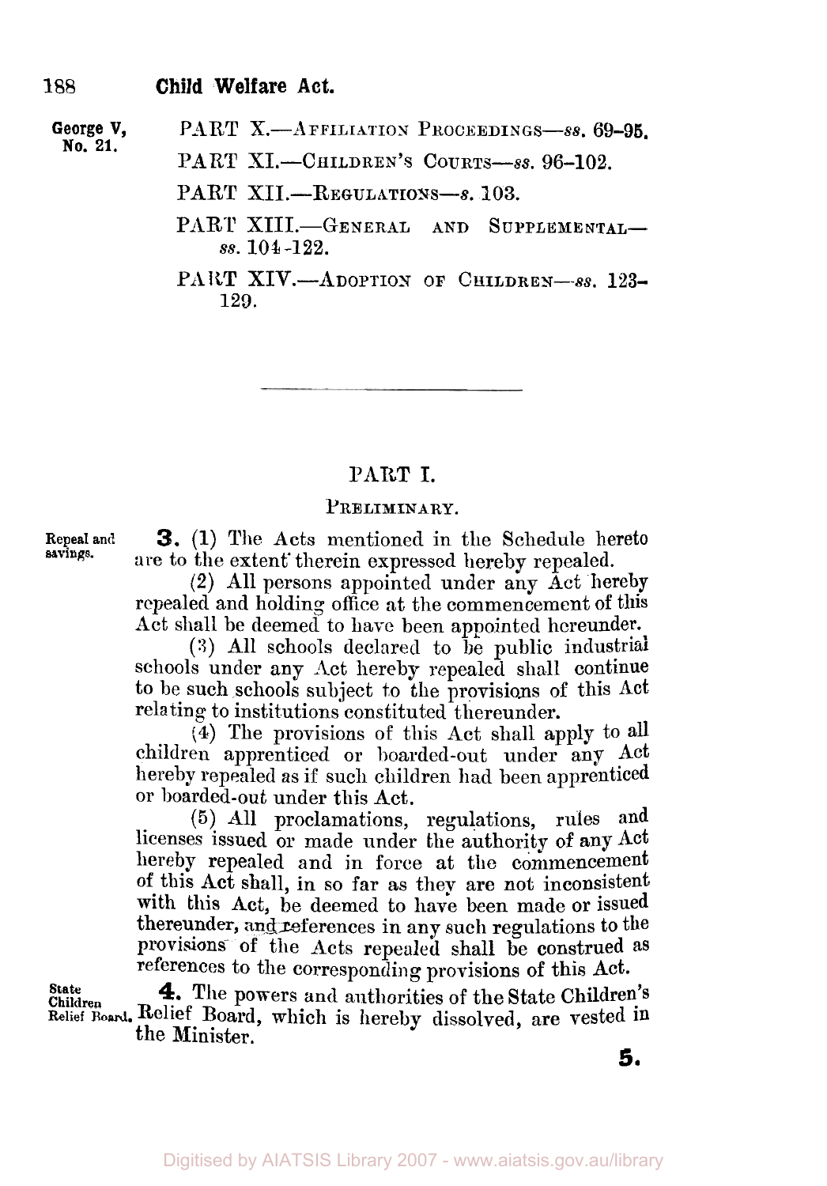George V, No. 21.

PART X.—AFFILIATION PROCEEDINGS—*ss*. 69–95.

PART XI.—CHILDREN'S COURTS—*ss*. 96–102.

PART XII.—REGULATIONS—*s*. 103.

PART XIII.—GENERAL AND SUPPLEMENTAL—*ss*. 104–122.

PART XIV.—ADOPTION OF CHILDREN—*ss*. 123–129.

---

## PART I.

### PRELIMINARY.

Repeal and savings.

**3.** (1) The Acts mentioned in the Schedule hereto are to the extent therein expressed hereby repealed.

(2) All persons appointed under any Act hereby repealed and holding office at the commencement of this Act shall be deemed to have been appointed hereunder.

(3) All schools declared to be public industrial schools under any Act hereby repealed shall continue to be such schools subject to the provisions of this Act relating to institutions constituted thereunder.

(4) The provisions of this Act shall apply to all children apprenticed or boarded-out under any Act hereby repealed as if such children had been apprenticed or boarded-out under this Act.

(5) All proclamations, regulations, rules and licenses issued or made under the authority of any Act hereby repealed and in force at the commencement of this Act shall, in so far as they are not inconsistent with this Act, be deemed to have been made or issued thereunder, and references in any such regulations to the provisions of the Acts repealed shall be construed as references to the corresponding provisions of this Act.

State Children Relief Board.

**4.** The powers and authorities of the State Children's Relief Board, which is hereby dissolved, are vested in the Minister.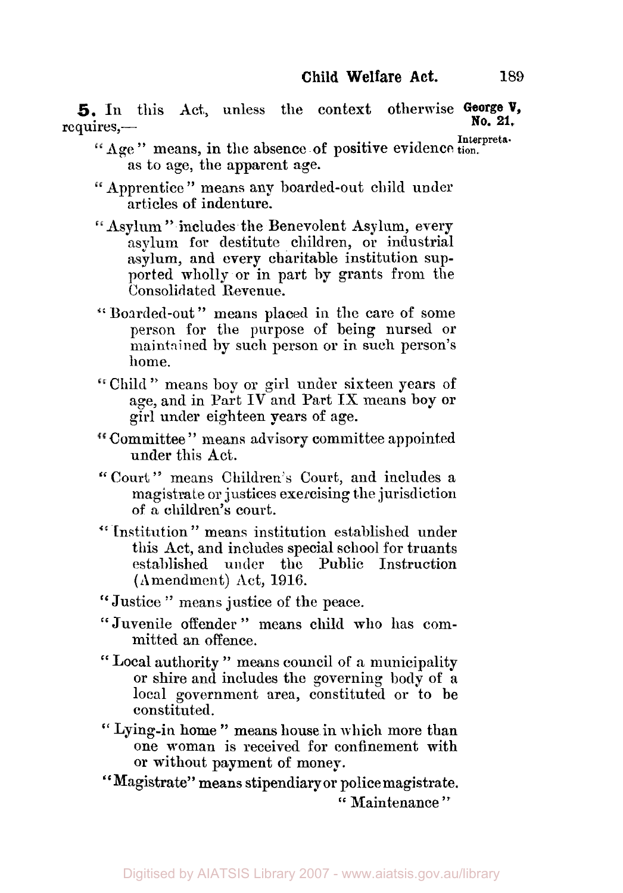**5.** In this Act, unless the context otherwise requires,—

George V, No. 21.

Interpretation.

"Age" means, in the absence of positive evidence as to age, the apparent age.

"Apprentice" means any boarded-out child under articles of indenture.

"Asylum" includes the Benevolent Asylum, every asylum for destitute children, or industrial asylum, and every charitable institution supported wholly or in part by grants from the Consolidated Revenue.

"Boarded-out" means placed in the care of some person for the purpose of being nursed or maintained by such person or in such person's home.

"Child" means boy or girl under sixteen years of age, and in Part IV and Part IX means boy or girl under eighteen years of age.

"Committee" means advisory committee appointed under this Act.

"Court" means Children's Court, and includes a magistrate or justices exercising the jurisdiction of a children's court.

"Institution" means institution established under this Act, and includes special school for truants established under the Public Instruction (Amendment) Act, 1916.

"Justice" means justice of the peace.

"Juvenile offender" means child who has committed an offence.

"Local authority" means council of a municipality or shire and includes the governing body of a local government area, constituted or to be constituted.

"Lying-in home" means house in which more than one woman is received for confinement with or without payment of money.

"Magistrate" means stipendiary or police magistrate.

"Maintenance"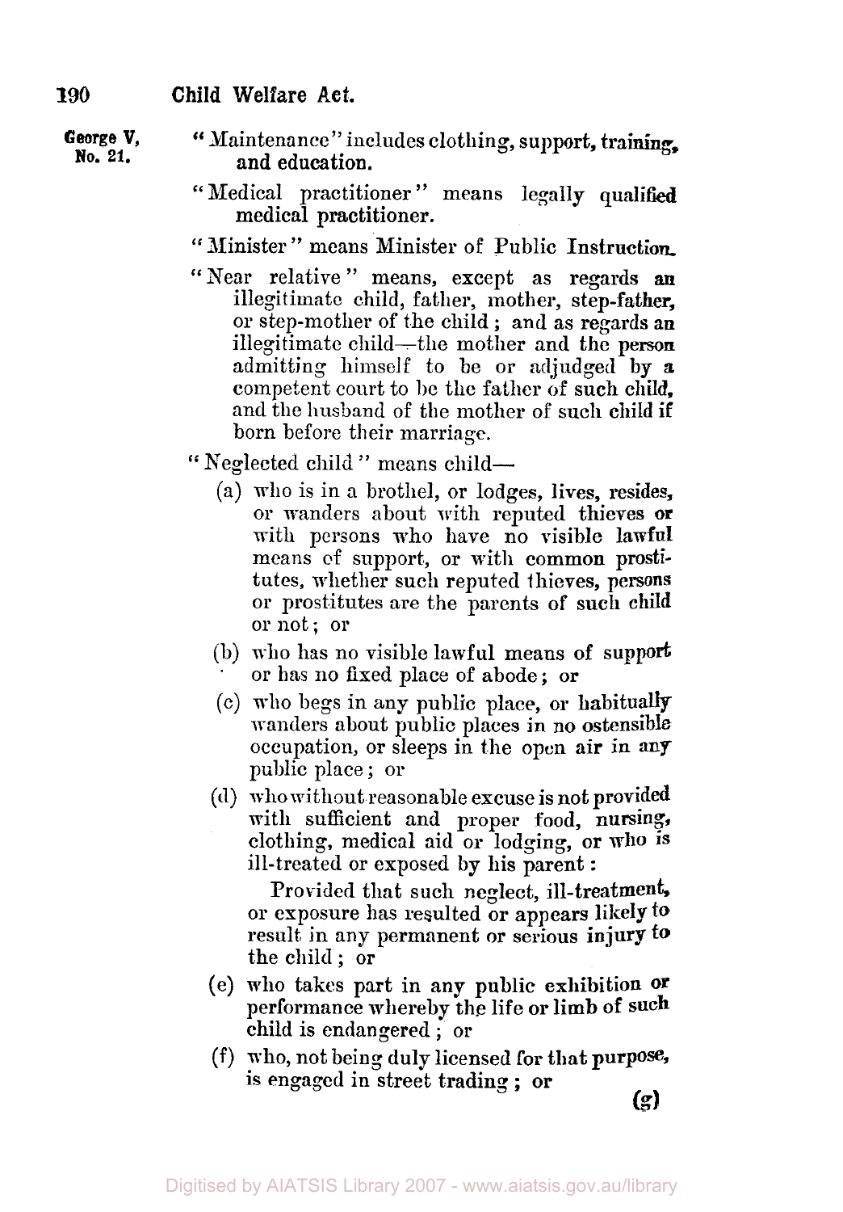George V, No. 21.

"Maintenance" includes clothing, support, training, and education.

"Medical practitioner" means legally qualified medical practitioner.

"Minister" means Minister of Public Instruction.

"Near relative" means, except as regards an illegitimate child, father, mother, step-father, or step-mother of the child; and as regards an illegitimate child—the mother and the person admitting himself to be or adjudged by a competent court to be the father of such child, and the husband of the mother of such child if born before their marriage.

"Neglected child" means child—

(a) who is in a brothel, or lodges, lives, resides, or wanders about with reputed thieves or with persons who have no visible lawful means of support, or with common prostitutes, whether such reputed thieves, persons or prostitutes are the parents of such child or not; or

(b) who has no visible lawful means of support or has no fixed place of abode; or

(c) who begs in any public place, or habitually wanders about public places in no ostensible occupation, or sleeps in the open air in any public place; or

(d) who without reasonable excuse is not provided with sufficient and proper food, nursing, clothing, medical aid or lodging, or who is ill-treated or exposed by his parent:

Provided that such neglect, ill-treatment, or exposure has resulted or appears likely to result in any permanent or serious injury to the child; or

(e) who takes part in any public exhibition or performance whereby the life or limb of such child is endangered; or

(f) who, not being duly licensed for that purpose, is engaged in street trading; or

(g)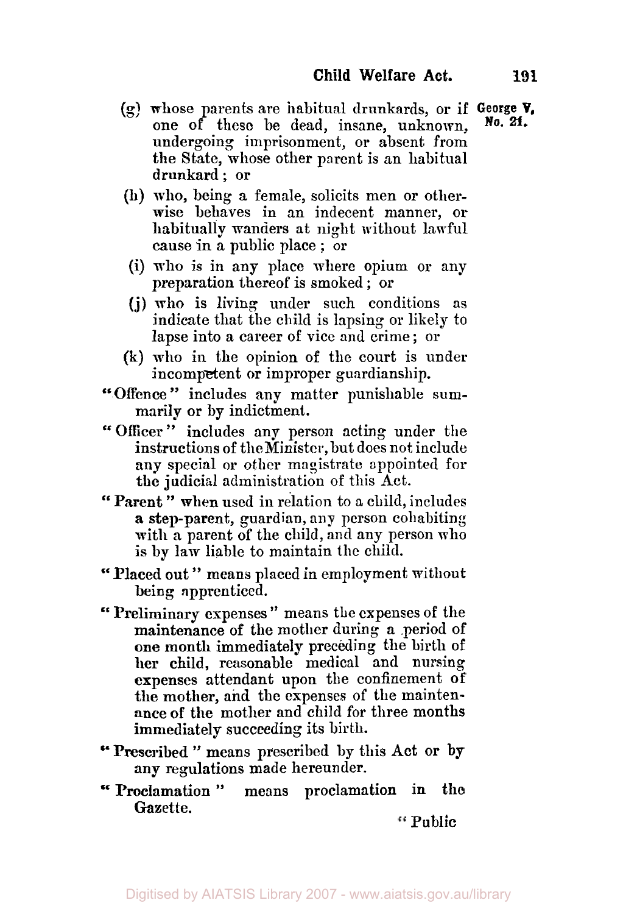(g) whose parents are habitual drunkards, or if one of these be dead, insane, unknown, undergoing imprisonment, or absent from the State, whose other parent is an habitual drunkard; or

(h) who, being a female, solicits men or otherwise behaves in an indecent manner, or habitually wanders at night without lawful cause in a public place; or

(i) who is in any place where opium or any preparation thereof is smoked; or

(j) who is living under such conditions as indicate that the child is lapsing or likely to lapse into a career of vice and crime; or

(k) who in the opinion of the court is under incompetent or improper guardianship.

"Offence" includes any matter punishable summarily or by indictment.

"Officer" includes any person acting under the instructions of the Minister, but does not include any special or other magistrate appointed for the judicial administration of this Act.

"Parent" when used in relation to a child, includes a step-parent, guardian, any person cohabiting with a parent of the child, and any person who is by law liable to maintain the child.

"Placed out" means placed in employment without being apprenticed.

"Preliminary expenses" means the expenses of the maintenance of the mother during a period of one month immediately preceding the birth of her child, reasonable medical and nursing expenses attendant upon the confinement of the mother, and the expenses of the maintenance of the mother and child for three months immediately succeeding its birth.

"Prescribed" means prescribed by this Act or by any regulations made hereunder.

"Proclamation" means proclamation in the Gazette.

"Public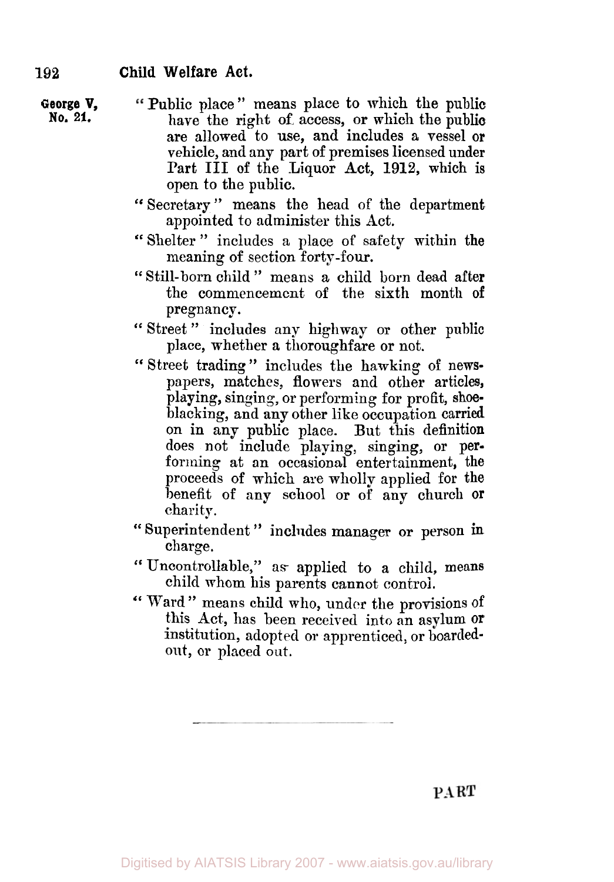"Public place" means place to which the public have the right of access, or which the public are allowed to use, and includes a vessel or vehicle, and any part of premises licensed under Part III of the Liquor Act, 1912, which is open to the public.

"Secretary" means the head of the department appointed to administer this Act.

"Shelter" includes a place of safety within the meaning of section forty-four.

"Still-born child" means a child born dead after the commencement of the sixth month of pregnancy.

"Street" includes any highway or other public place, whether a thoroughfare or not.

"Street trading" includes the hawking of newspapers, matches, flowers and other articles, playing, singing, or performing for profit, shoeblacking, and any other like occupation carried on in any public place. But this definition does not include playing, singing, or performing at an occasional entertainment, the proceeds of which are wholly applied for the benefit of any school or of any church or charity.

"Superintendent" includes manager or person in charge.

"Uncontrollable," as applied to a child, means child whom his parents cannot control.

"Ward" means child who, under the provisions of this Act, has been received into an asylum or institution, adopted or apprenticed, or boarded-out, or placed out.

---

PART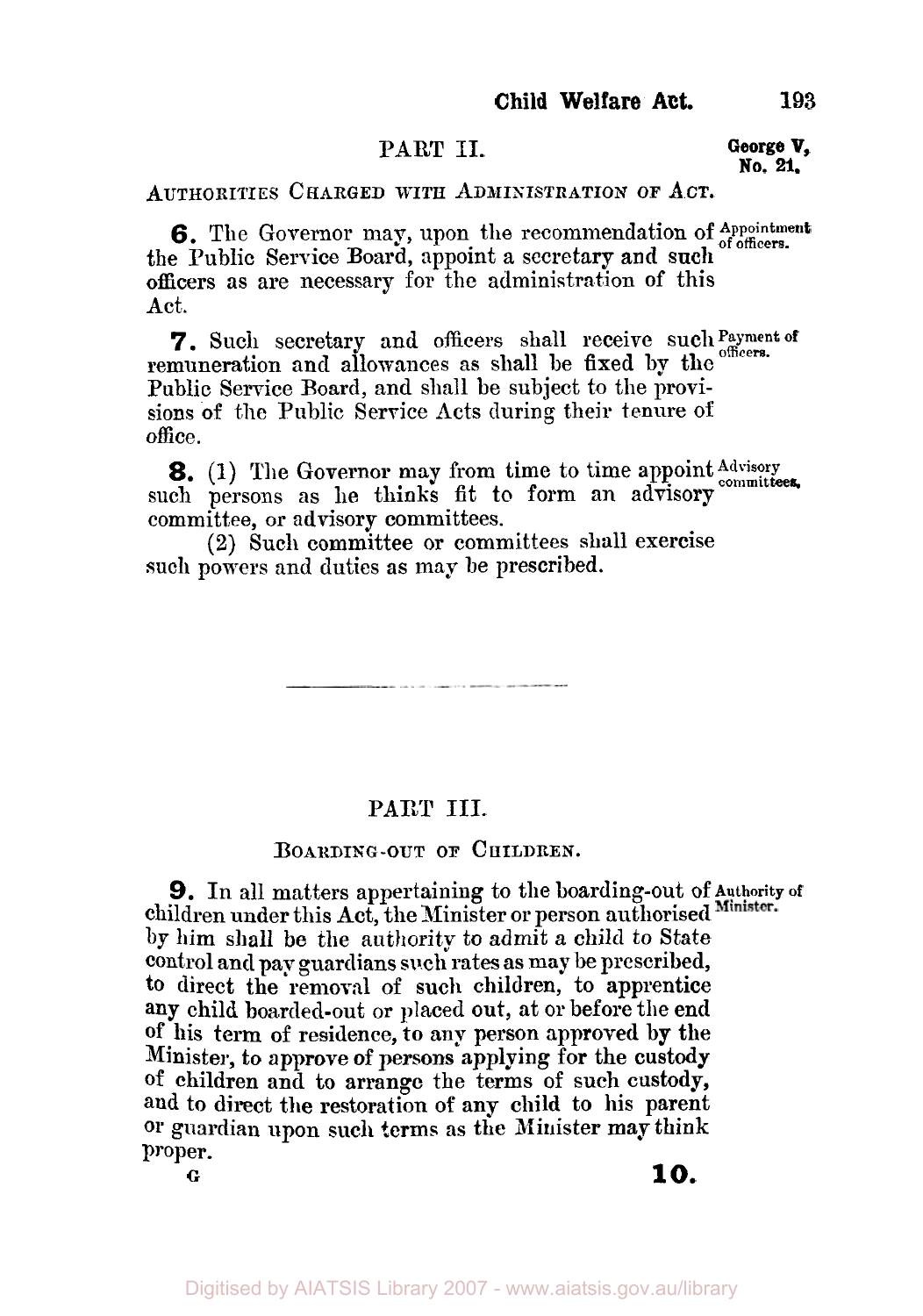## PART II.

### AUTHORITIES CHARGED WITH ADMINISTRATION OF ACT.

**6.** The Governor may, upon the recommendation of the Public Service Board, appoint a secretary and such officers as are necessary for the administration of this Act.

*Appointment of officers.*

**7.** Such secretary and officers shall receive such remuneration and allowances as shall be fixed by the Public Service Board, and shall be subject to the provisions of the Public Service Acts during their tenure of office.

*Payment of officers.*

**8.** (1) The Governor may from time to time appoint such persons as he thinks fit to form an advisory committee, or advisory committees.

*Advisory committees.*

(2) Such committee or committees shall exercise such powers and duties as may be prescribed.

---

## PART III.

### BOARDING-OUT OF CHILDREN.

**9.** In all matters appertaining to the boarding-out of children under this Act, the Minister or person authorised by him shall be the authority to admit a child to State control and pay guardians such rates as may be prescribed, to direct the removal of such children, to apprentice any child boarded-out or placed out, at or before the end of his term of residence, to any person approved by the Minister, to approve of persons applying for the custody of children and to arrange the terms of such custody, and to direct the restoration of any child to his parent or guardian upon such terms as the Minister may think proper.

*Authority of Minister.*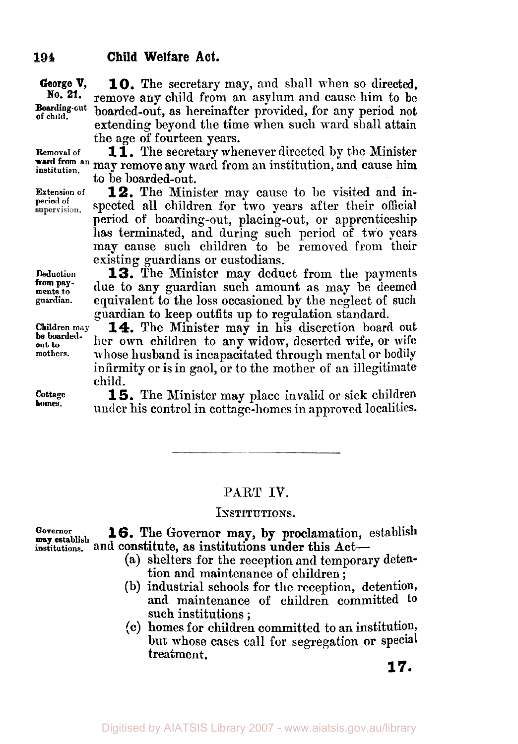George V, No. 21.

**Boarding-out of child.**

**10.** The secretary may, and shall when so directed, remove any child from an asylum and cause him to be boarded-out, as hereinafter provided, for any period not extending beyond the time when such ward shall attain the age of fourteen years.

**Removal of ward from an institution.**

**11.** The secretary whenever directed by the Minister may remove any ward from an institution, and cause him to be boarded-out.

**Extension of period of supervision.**

**12.** The Minister may cause to be visited and inspected all children for two years after their official period of boarding-out, placing-out, or apprenticeship has terminated, and during such period of two years may cause such children to be removed from their existing guardians or custodians.

**Deduction from payments to guardian.**

**13.** The Minister may deduct from the payments due to any guardian such amount as may be deemed equivalent to the loss occasioned by the neglect of such guardian to keep outfits up to regulation standard.

**Children may be boarded-out to mothers.**

**14.** The Minister may in his discretion board out her own children to any widow, deserted wife, or wife whose husband is incapacitated through mental or bodily infirmity or is in gaol, or to the mother of an illegitimate child.

**Cottage homes.**

**15.** The Minister may place invalid or sick children under his control in cottage-homes in approved localities.

---

## PART IV.

### INSTITUTIONS.

**Governor may establish institutions.**

**16.** The Governor may, by proclamation, establish and constitute, as institutions under this Act—

(a) shelters for the reception and temporary detention and maintenance of children;

(b) industrial schools for the reception, detention, and maintenance of children committed to such institutions;

(c) homes for children committed to an institution, but whose cases call for segregation or special treatment.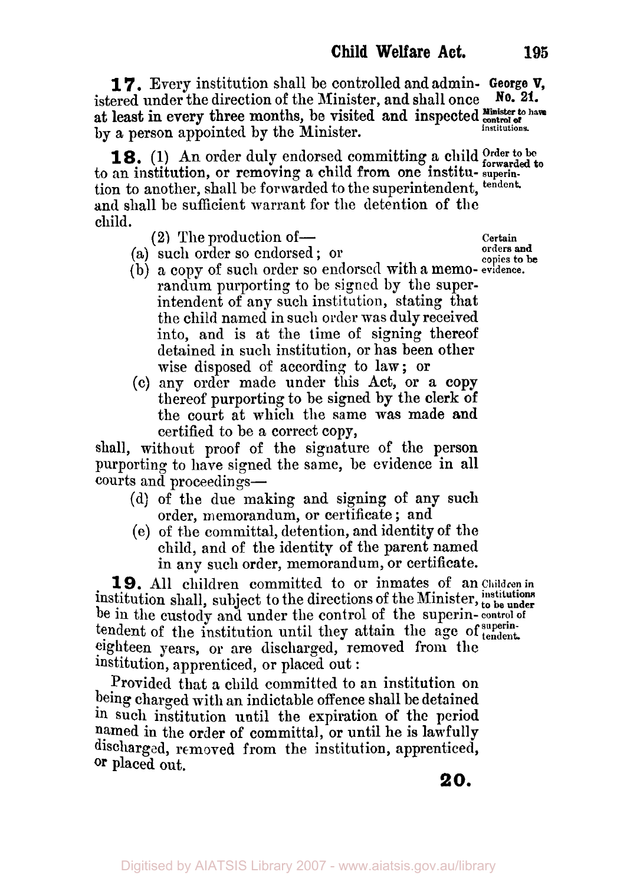**17.** Every institution shall be controlled and administered under the direction of the Minister, and shall once at least in every three months, be visited and inspected by a person appointed by the Minister.

*George V, No. 21.*

*Minister to have control of institutions.*

**18.** (1) An order duly endorsed committing a child to an institution, or removing a child from one institution to another, shall be forwarded to the superintendent, and shall be sufficient warrant for the detention of the child.

*Order to be forwarded to superintendent.*

(2) The production of—

*Certain orders and copies to be evidence.*

(a) such order so endorsed; or

(b) a copy of such order so endorsed with a memorandum purporting to be signed by the superintendent of any such institution, stating that the child named in such order was duly received into, and is at the time of signing thereof detained in such institution, or has been other wise disposed of according to law; or

(c) any order made under this Act, or a copy thereof purporting to be signed by the clerk of the court at which the same was made and certified to be a correct copy,

shall, without proof of the signature of the person purporting to have signed the same, be evidence in all courts and proceedings—

(d) of the due making and signing of any such order, memorandum, or certificate; and

(e) of the committal, detention, and identity of the child, and of the identity of the parent named in any such order, memorandum, or certificate.

**19.** All children committed to or inmates of an institution shall, subject to the directions of the Minister, be in the custody and under the control of the superintendent of the institution until they attain the age of eighteen years, or are discharged, removed from the institution, apprenticed, or placed out:

*Children in institutions to be under control of superintendent.*

Provided that a child committed to an institution on being charged with an indictable offence shall be detained in such institution until the expiration of the period named in the order of committal, or until he is lawfully discharged, removed from the institution, apprenticed, or placed out.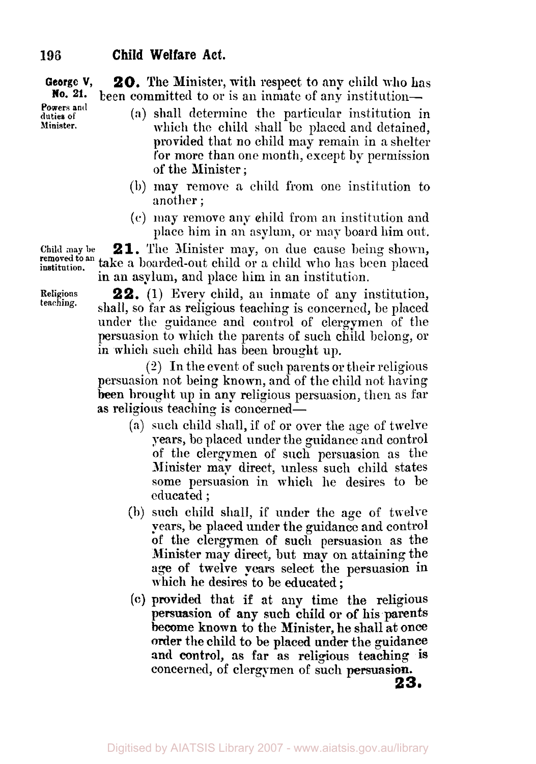George V, No. 21.

Powers and duties of Minister.

**20.** The Minister, with respect to any child who has been committed to or is an inmate of any institution—

(a) shall determine the particular institution in which the child shall be placed and detained, provided that no child may remain in a shelter for more than one month, except by permission of the Minister;

(b) may remove a child from one institution to another;

(c) may remove any child from an institution and place him in an asylum, or may board him out.

Child may be removed to an institution.

**21.** The Minister may, on due cause being shown, take a boarded-out child or a child who has been placed in an asylum, and place him in an institution.

Religious teaching.

**22.** (1) Every child, an inmate of any institution, shall, so far as religious teaching is concerned, be placed under the guidance and control of clergymen of the persuasion to which the parents of such child belong, or in which such child has been brought up.

(2) In the event of such parents or their religious persuasion not being known, and of the child not having been brought up in any religious persuasion, then as far as religious teaching is concerned—

(a) such child shall, if of or over the age of twelve years, be placed under the guidance and control of the clergymen of such persuasion as the Minister may direct, unless such child states some persuasion in which he desires to be educated;

(b) such child shall, if under the age of twelve years, be placed under the guidance and control of the clergymen of such persuasion as the Minister may direct, but may on attaining the age of twelve years select the persuasion in which he desires to be educated;

(c) provided that if at any time the religious persuasion of any such child or of his parents become known to the Minister, he shall at once order the child to be placed under the guidance and control, as far as religious teaching is concerned, of clergymen of such persuasion.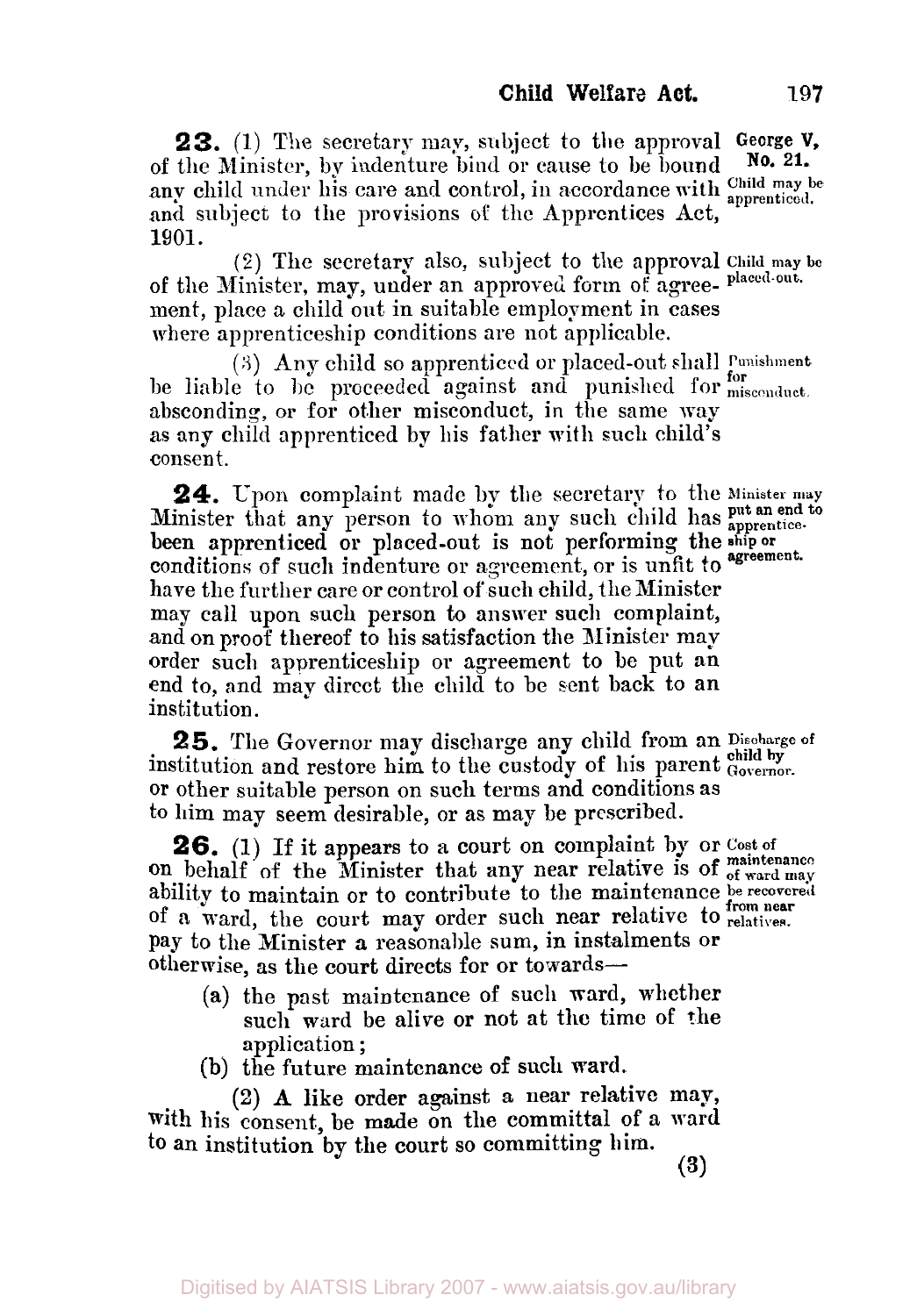**23.** (1) The secretary may, subject to the approval of the Minister, by indenture bind or cause to be bound any child under his care and control, in accordance with and subject to the provisions of the Apprentices Act, 1901.

*George V, No. 21.*

*Child may be apprenticed.*

(2) The secretary also, subject to the approval of the Minister, may, under an approved form of agreement, place a child out in suitable employment in cases where apprenticeship conditions are not applicable.

*Child may be placed-out.*

(3) Any child so apprenticed or placed-out shall be liable to be proceeded against and punished for absconding, or for other misconduct, in the same way as any child apprenticed by his father with such child's consent.

*Punishment for misconduct.*

**24.** Upon complaint made by the secretary to the Minister that any person to whom any such child has been apprenticed or placed-out is not performing the conditions of such indenture or agreement, or is unfit to have the further care or control of such child, the Minister may call upon such person to answer such complaint, and on proof thereof to his satisfaction the Minister may order such apprenticeship or agreement to be put an end to, and may direct the child to be sent back to an institution.

*Minister may put an end to apprenticeship or agreement.*

**25.** The Governor may discharge any child from an institution and restore him to the custody of his parent or other suitable person on such terms and conditions as to him may seem desirable, or as may be prescribed.

*Discharge of child by Governor.*

**26.** (1) If it appears to a court on complaint by or on behalf of the Minister that any near relative is of ability to maintain or to contribute to the maintenance of a ward, the court may order such near relative to pay to the Minister a reasonable sum, in instalments or otherwise, as the court directs for or towards—

*Cost of maintenance of ward may be recovered from near relatives.*

- (a) the past maintenance of such ward, whether such ward be alive or not at the time of the application;
- (b) the future maintenance of such ward.

(2) A like order against a near relative may, with his consent, be made on the committal of a ward to an institution by the court so committing him.

(3)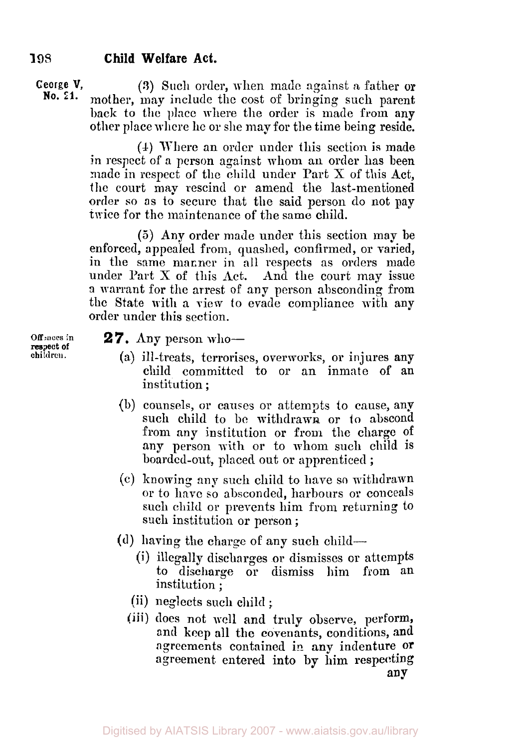(3) Such order, when made against a father or mother, may include the cost of bringing such parent back to the place where the order is made from any other place where he or she may for the time being reside.

(4) Where an order under this section is made in respect of a person against whom an order has been made in respect of the child under Part X of this Act, the court may rescind or amend the last-mentioned order so as to secure that the said person do not pay twice for the maintenance of the same child.

(5) Any order made under this section may be enforced, appealed from, quashed, confirmed, or varied, in the same manner in all respects as orders made under Part X of this Act. And the court may issue a warrant for the arrest of any person absconding from the State with a view to evade compliance with any order under this section.

Offences in respect of children.

**27.** Any person who—

(a) ill-treats, terrorises, overworks, or injures any child committed to or an inmate of an institution;

(b) counsels, or causes or attempts to cause, any such child to be withdrawn or to abscond from any institution or from the charge of any person with or to whom such child is boarded-out, placed out or apprenticed;

(c) knowing any such child to have so withdrawn or to have so absconded, harbours or conceals such child or prevents him from returning to such institution or person;

(d) having the charge of any such child—

(i) illegally discharges or dismisses or attempts to discharge or dismiss him from an institution;

(ii) neglects such child;

(iii) does not well and truly observe, perform, and keep all the covenants, conditions, and agreements contained in any indenture or agreement entered into by him respecting any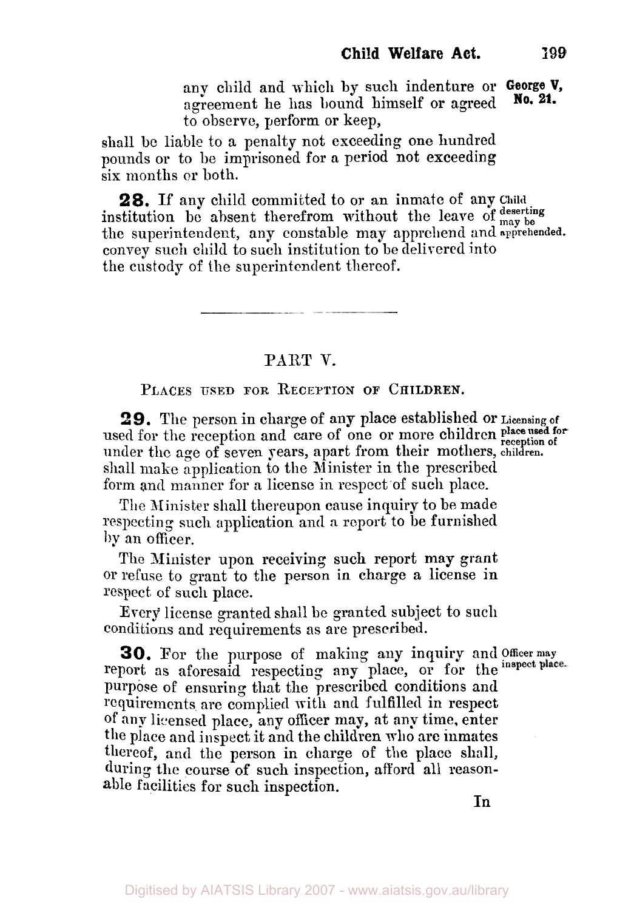any child and which by such indenture or agreement he has bound himself or agreed to observe, perform or keep,

shall be liable to a penalty not exceeding one hundred pounds or to be imprisoned for a period not exceeding six months or both.

*Child deserting may be apprehended.*

**28.** If any child committed to or an inmate of any institution be absent therefrom without the leave of the superintendent, any constable may apprehend and convey such child to such institution to be delivered into the custody of the superintendent thereof.

---

## PART V.

### PLACES USED FOR RECEPTION OF CHILDREN.

*Licensing of place used for reception of children.*

**29.** The person in charge of any place established or used for the reception and care of one or more children under the age of seven years, apart from their mothers, shall make application to the Minister in the prescribed form and manner for a license in respect of such place.

The Minister shall thereupon cause inquiry to be made respecting such application and a report to be furnished by an officer.

The Minister upon receiving such report may grant or refuse to grant to the person in charge a license in respect of such place.

Every license granted shall be granted subject to such conditions and requirements as are prescribed.

*Officer may inspect place.*

**30.** For the purpose of making any inquiry and report as aforesaid respecting any place, or for the purpose of ensuring that the prescribed conditions and requirements are complied with and fulfilled in respect of any licensed place, any officer may, at any time, enter the place and inspect it and the children who are inmates thereof, and the person in charge of the place shall, during the course of such inspection, afford all reasonable facilities for such inspection.

In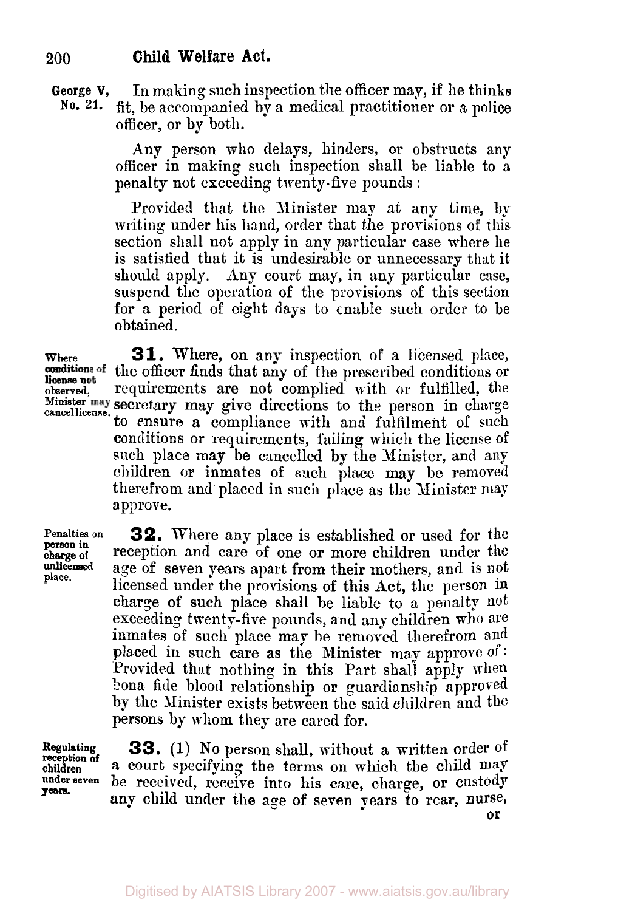George V, No. 21.

In making such inspection the officer may, if he thinks fit, be accompanied by a medical practitioner or a police officer, or by both.

Any person who delays, hinders, or obstructs any officer in making such inspection shall be liable to a penalty not exceeding twenty-five pounds :

Provided that the Minister may at any time, by writing under his hand, order that the provisions of this section shall not apply in any particular case where he is satisfied that it is undesirable or unnecessary that it should apply. Any court may, in any particular case, suspend the operation of the provisions of this section for a period of eight days to enable such order to be obtained.

*Where conditions of license not observed, Minister may cancel license.*

**31.** Where, on any inspection of a licensed place, the officer finds that any of the prescribed conditions or requirements are not complied with or fulfilled, the secretary may give directions to the person in charge to ensure a compliance with and fulfilment of such conditions or requirements, failing which the license of such place may be cancelled by the Minister, and any children or inmates of such place may be removed therefrom and placed in such place as the Minister may approve.

*Penalties on person in charge of unlicensed place.*

**32.** Where any place is established or used for the reception and care of one or more children under the age of seven years apart from their mothers, and is not licensed under the provisions of this Act, the person in charge of such place shall be liable to a penalty not exceeding twenty-five pounds, and any children who are inmates of such place may be removed therefrom and placed in such care as the Minister may approve of: Provided that nothing in this Part shall apply when bona fide blood relationship or guardianship approved by the Minister exists between the said children and the persons by whom they are cared for.

*Regulating reception of children under seven years.*

**33.** (1) No person shall, without a written order of a court specifying the terms on which the child may be received, receive into his care, charge, or custody any child under the age of seven years to rear, nurse, or